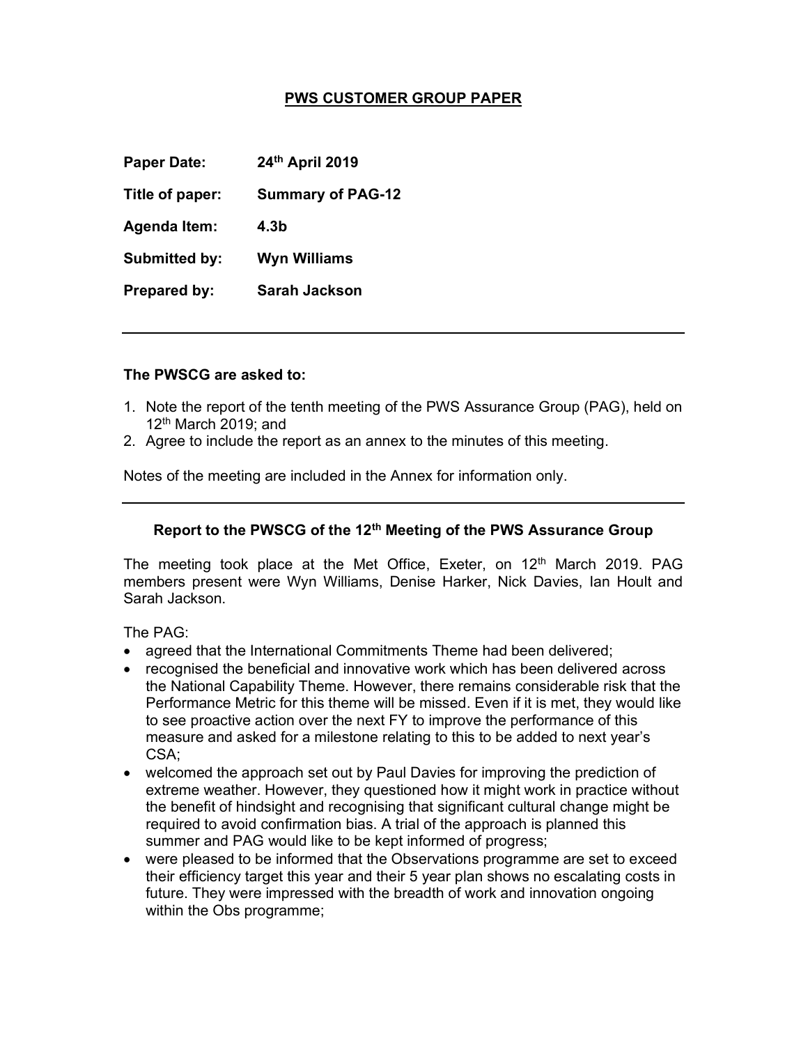# PWS CUSTOMER GROUP PAPER

**Paper Date:** 24th April 2019

**Title of paper:** Summary of PAG-12

**Agenda Item:** 4.3b

**Submitted by:** Wyn Williams

**Prepared by:** Sarah Jackson

---

**The PWSCG are asked to:**

1. Note the report of the tenth meeting of the PWS Assurance Group (PAG), held on 12th March 2019; and
2. Agree to include the report as an annex to the minutes of this meeting.

Notes of the meeting are included in the Annex for information only.

---

## Report to the PWSCG of the 12th Meeting of the PWS Assurance Group

The meeting took place at the Met Office, Exeter, on 12th March 2019. PAG members present were Wyn Williams, Denise Harker, Nick Davies, Ian Hoult and Sarah Jackson.

The PAG:

- agreed that the International Commitments Theme had been delivered;
- recognised the beneficial and innovative work which has been delivered across the National Capability Theme. However, there remains considerable risk that the Performance Metric for this theme will be missed. Even if it is met, they would like to see proactive action over the next FY to improve the performance of this measure and asked for a milestone relating to this to be added to next year's CSA;
- welcomed the approach set out by Paul Davies for improving the prediction of extreme weather. However, they questioned how it might work in practice without the benefit of hindsight and recognising that significant cultural change might be required to avoid confirmation bias. A trial of the approach is planned this summer and PAG would like to be kept informed of progress;
- were pleased to be informed that the Observations programme are set to exceed their efficiency target this year and their 5 year plan shows no escalating costs in future. They were impressed with the breadth of work and innovation ongoing within the Obs programme;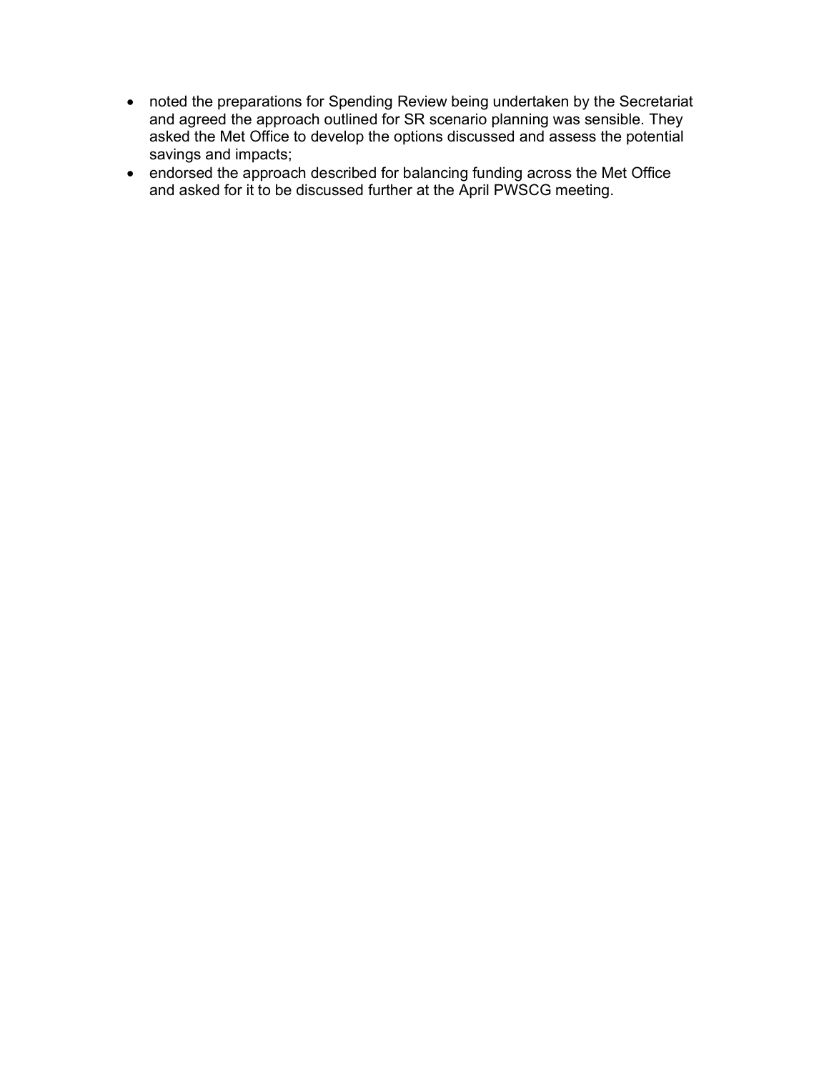- noted the preparations for Spending Review being undertaken by the Secretariat and agreed the approach outlined for SR scenario planning was sensible. They asked the Met Office to develop the options discussed and assess the potential savings and impacts;
- endorsed the approach described for balancing funding across the Met Office and asked for it to be discussed further at the April PWSCG meeting.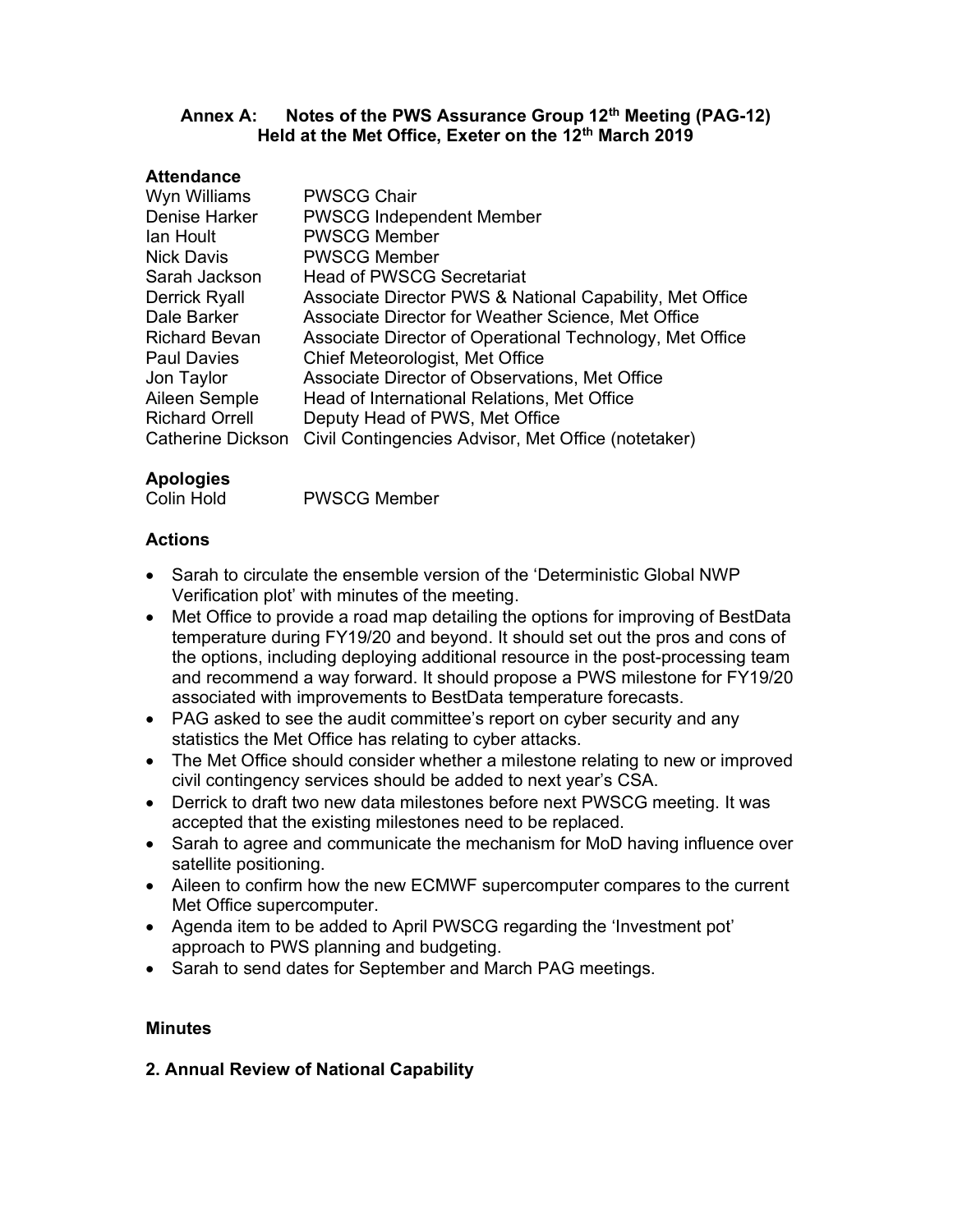## Annex A: Notes of the PWS Assurance Group 12th Meeting (PAG-12)
## Held at the Met Office, Exeter on the 12th March 2019

### Attendance

| | |
|---|---|
| Wyn Williams | PWSCG Chair |
| Denise Harker | PWSCG Independent Member |
| Ian Hoult | PWSCG Member |
| Nick Davis | PWSCG Member |
| Sarah Jackson | Head of PWSCG Secretariat |
| Derrick Ryall | Associate Director PWS & National Capability, Met Office |
| Dale Barker | Associate Director for Weather Science, Met Office |
| Richard Bevan | Associate Director of Operational Technology, Met Office |
| Paul Davies | Chief Meteorologist, Met Office |
| Jon Taylor | Associate Director of Observations, Met Office |
| Aileen Semple | Head of International Relations, Met Office |
| Richard Orrell | Deputy Head of PWS, Met Office |
| Catherine Dickson | Civil Contingencies Advisor, Met Office (notetaker) |

### Apologies

| | |
|---|---|
| Colin Hold | PWSCG Member |

### Actions

- Sarah to circulate the ensemble version of the 'Deterministic Global NWP Verification plot' with minutes of the meeting.
- Met Office to provide a road map detailing the options for improving of BestData temperature during FY19/20 and beyond. It should set out the pros and cons of the options, including deploying additional resource in the post-processing team and recommend a way forward. It should propose a PWS milestone for FY19/20 associated with improvements to BestData temperature forecasts.
- PAG asked to see the audit committee's report on cyber security and any statistics the Met Office has relating to cyber attacks.
- The Met Office should consider whether a milestone relating to new or improved civil contingency services should be added to next year's CSA.
- Derrick to draft two new data milestones before next PWSCG meeting. It was accepted that the existing milestones need to be replaced.
- Sarah to agree and communicate the mechanism for MoD having influence over satellite positioning.
- Aileen to confirm how the new ECMWF supercomputer compares to the current Met Office supercomputer.
- Agenda item to be added to April PWSCG regarding the 'Investment pot' approach to PWS planning and budgeting.
- Sarah to send dates for September and March PAG meetings.

### Minutes

### 2. Annual Review of National Capability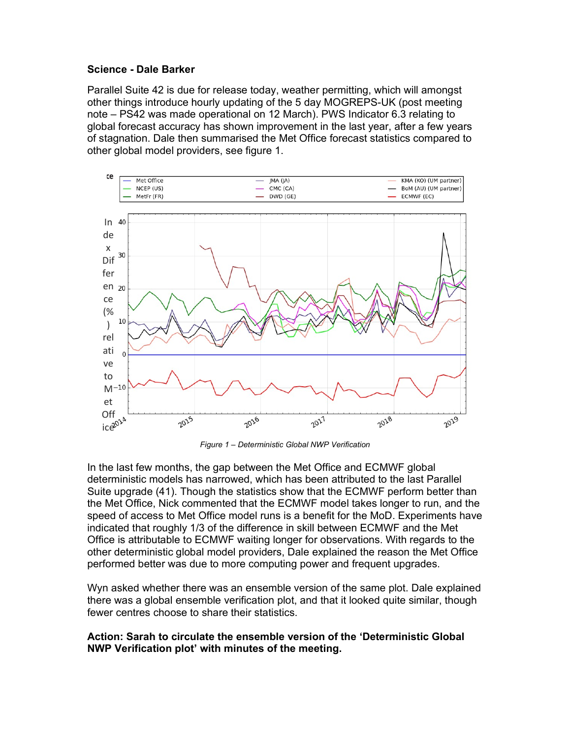**Science - Dale Barker**

Parallel Suite 42 is due for release today, weather permitting, which will amongst other things introduce hourly updating of the 5 day MOGREPS-UK (post meeting note – PS42 was made operational on 12 March). PWS Indicator 6.3 relating to global forecast accuracy has shown improvement in the last year, after a few years of stagnation. Dale then summarised the Met Office forecast statistics compared to other global model providers, see figure 1.

*Figure 1 – Deterministic Global NWP Verification*

In the last few months, the gap between the Met Office and ECMWF global deterministic models has narrowed, which has been attributed to the last Parallel Suite upgrade (41). Though the statistics show that the ECMWF perform better than the Met Office, Nick commented that the ECMWF model takes longer to run, and the speed of access to Met Office model runs is a benefit for the MoD. Experiments have indicated that roughly 1/3 of the difference in skill between ECMWF and the Met Office is attributable to ECMWF waiting longer for observations. With regards to the other deterministic global model providers, Dale explained the reason the Met Office performed better was due to more computing power and frequent upgrades.

Wyn asked whether there was an ensemble version of the same plot. Dale explained there was a global ensemble verification plot, and that it looked quite similar, though fewer centres choose to share their statistics.

**Action: Sarah to circulate the ensemble version of the 'Deterministic Global NWP Verification plot' with minutes of the meeting.**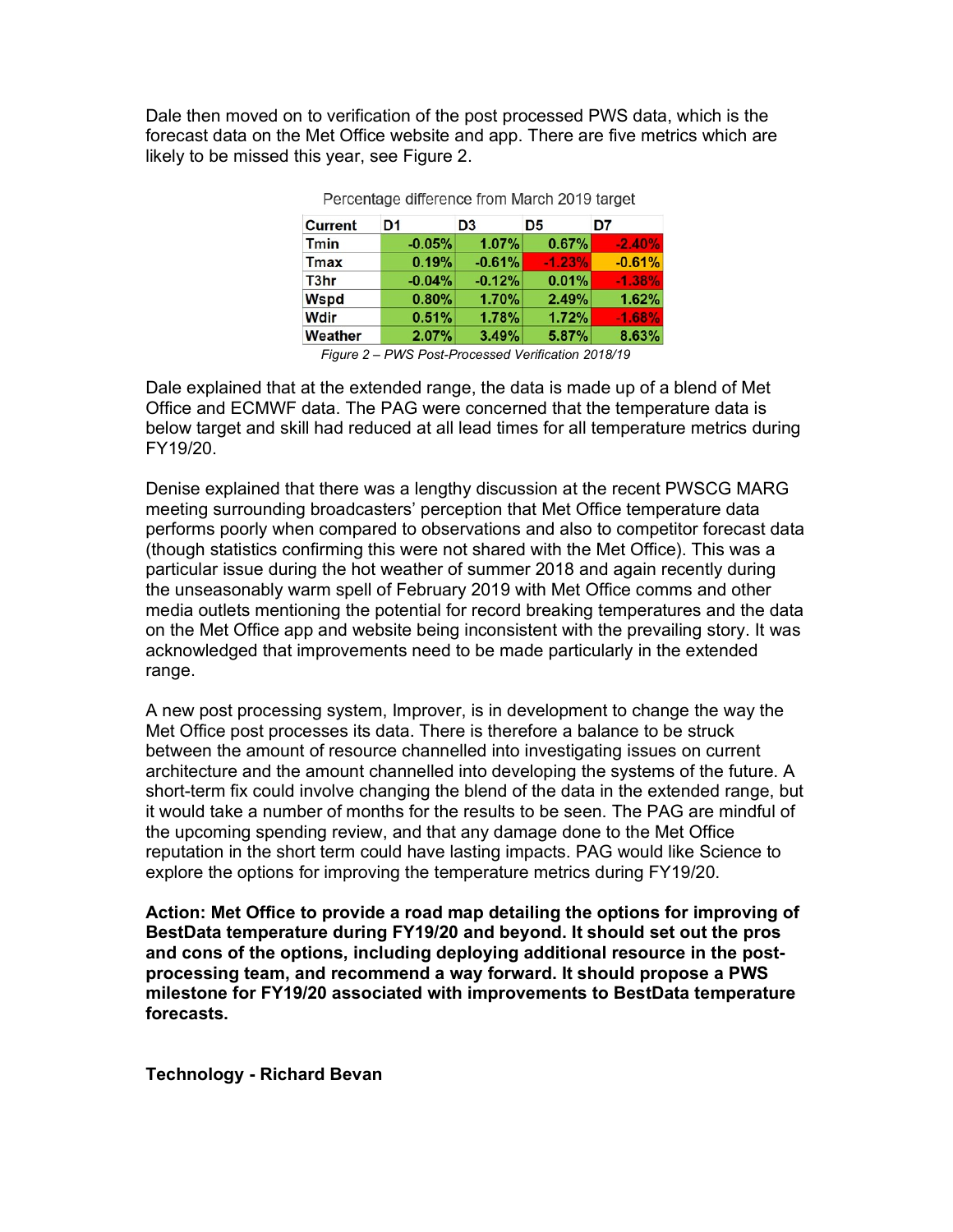Dale then moved on to verification of the post processed PWS data, which is the forecast data on the Met Office website and app. There are five metrics which are likely to be missed this year, see Figure 2.

Percentage difference from March 2019 target

| Current | D1 | D3 | D5 | D7 |
|---|---|---|---|---|
| Tmin | -0.05% | 1.07% | 0.67% | -2.40% |
| Tmax | 0.19% | -0.61% | -1.23% | -0.61% |
| T3hr | -0.04% | -0.12% | 0.01% | -1.38% |
| Wspd | 0.80% | 1.70% | 2.49% | 1.62% |
| Wdir | 0.51% | 1.78% | 1.72% | -1.68% |
| Weather | 2.07% | 3.49% | 5.87% | 8.63% |

*Figure 2 – PWS Post-Processed Verification 2018/19*

Dale explained that at the extended range, the data is made up of a blend of Met Office and ECMWF data. The PAG were concerned that the temperature data is below target and skill had reduced at all lead times for all temperature metrics during FY19/20.

Denise explained that there was a lengthy discussion at the recent PWSCG MARG meeting surrounding broadcasters' perception that Met Office temperature data performs poorly when compared to observations and also to competitor forecast data (though statistics confirming this were not shared with the Met Office). This was a particular issue during the hot weather of summer 2018 and again recently during the unseasonably warm spell of February 2019 with Met Office comms and other media outlets mentioning the potential for record breaking temperatures and the data on the Met Office app and website being inconsistent with the prevailing story. It was acknowledged that improvements need to be made particularly in the extended range.

A new post processing system, Improver, is in development to change the way the Met Office post processes its data. There is therefore a balance to be struck between the amount of resource channelled into investigating issues on current architecture and the amount channelled into developing the systems of the future. A short-term fix could involve changing the blend of the data in the extended range, but it would take a number of months for the results to be seen. The PAG are mindful of the upcoming spending review, and that any damage done to the Met Office reputation in the short term could have lasting impacts. PAG would like Science to explore the options for improving the temperature metrics during FY19/20.

**Action: Met Office to provide a road map detailing the options for improving of BestData temperature during FY19/20 and beyond. It should set out the pros and cons of the options, including deploying additional resource in the post-processing team, and recommend a way forward. It should propose a PWS milestone for FY19/20 associated with improvements to BestData temperature forecasts.**

**Technology - Richard Bevan**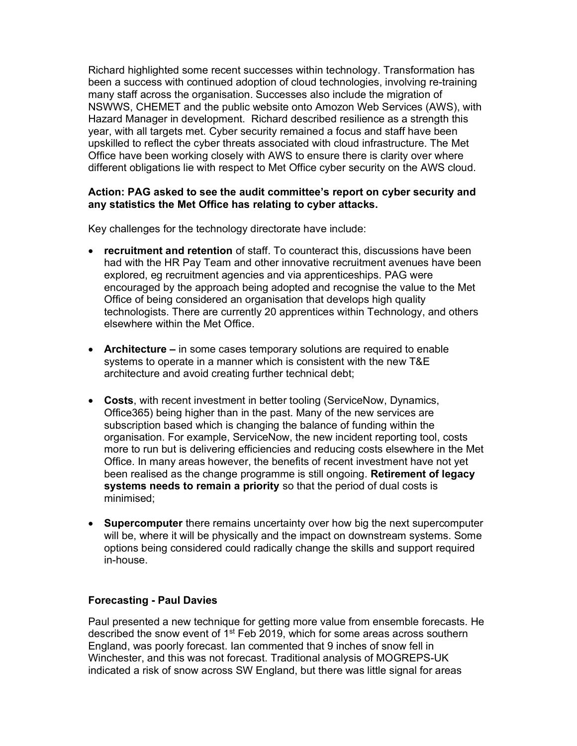Richard highlighted some recent successes within technology. Transformation has been a success with continued adoption of cloud technologies, involving re-training many staff across the organisation. Successes also include the migration of NSWWS, CHEMET and the public website onto Amazon Web Services (AWS), with Hazard Manager in development. Richard described resilience as a strength this year, with all targets met. Cyber security remained a focus and staff have been upskilled to reflect the cyber threats associated with cloud infrastructure. The Met Office have been working closely with AWS to ensure there is clarity over where different obligations lie with respect to Met Office cyber security on the AWS cloud.

**Action: PAG asked to see the audit committee's report on cyber security and any statistics the Met Office has relating to cyber attacks.**

Key challenges for the technology directorate have include:

- **recruitment and retention** of staff. To counteract this, discussions have been had with the HR Pay Team and other innovative recruitment avenues have been explored, eg recruitment agencies and via apprenticeships. PAG were encouraged by the approach being adopted and recognise the value to the Met Office of being considered an organisation that develops high quality technologists. There are currently 20 apprentices within Technology, and others elsewhere within the Met Office.

- **Architecture –** in some cases temporary solutions are required to enable systems to operate in a manner which is consistent with the new T&E architecture and avoid creating further technical debt;

- **Costs**, with recent investment in better tooling (ServiceNow, Dynamics, Office365) being higher than in the past. Many of the new services are subscription based which is changing the balance of funding within the organisation. For example, ServiceNow, the new incident reporting tool, costs more to run but is delivering efficiencies and reducing costs elsewhere in the Met Office. In many areas however, the benefits of recent investment have not yet been realised as the change programme is still ongoing. **Retirement of legacy systems needs to remain a priority** so that the period of dual costs is minimised;

- **Supercomputer** there remains uncertainty over how big the next supercomputer will be, where it will be physically and the impact on downstream systems. Some options being considered could radically change the skills and support required in-house.

**Forecasting - Paul Davies**

Paul presented a new technique for getting more value from ensemble forecasts. He described the snow event of 1st Feb 2019, which for some areas across southern England, was poorly forecast. Ian commented that 9 inches of snow fell in Winchester, and this was not forecast. Traditional analysis of MOGREPS-UK indicated a risk of snow across SW England, but there was little signal for areas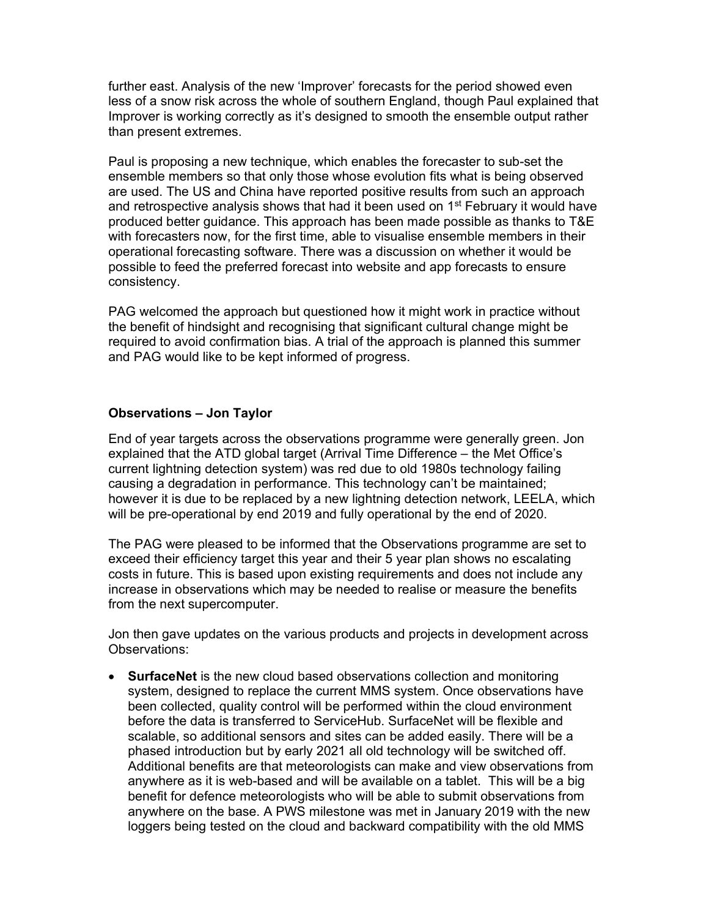further east. Analysis of the new 'Improver' forecasts for the period showed even less of a snow risk across the whole of southern England, though Paul explained that Improver is working correctly as it's designed to smooth the ensemble output rather than present extremes.

Paul is proposing a new technique, which enables the forecaster to sub-set the ensemble members so that only those whose evolution fits what is being observed are used. The US and China have reported positive results from such an approach and retrospective analysis shows that had it been used on 1st February it would have produced better guidance. This approach has been made possible as thanks to T&E with forecasters now, for the first time, able to visualise ensemble members in their operational forecasting software. There was a discussion on whether it would be possible to feed the preferred forecast into website and app forecasts to ensure consistency.

PAG welcomed the approach but questioned how it might work in practice without the benefit of hindsight and recognising that significant cultural change might be required to avoid confirmation bias. A trial of the approach is planned this summer and PAG would like to be kept informed of progress.

**Observations – Jon Taylor**

End of year targets across the observations programme were generally green. Jon explained that the ATD global target (Arrival Time Difference – the Met Office's current lightning detection system) was red due to old 1980s technology failing causing a degradation in performance. This technology can't be maintained; however it is due to be replaced by a new lightning detection network, LEELA, which will be pre-operational by end 2019 and fully operational by the end of 2020.

The PAG were pleased to be informed that the Observations programme are set to exceed their efficiency target this year and their 5 year plan shows no escalating costs in future. This is based upon existing requirements and does not include any increase in observations which may be needed to realise or measure the benefits from the next supercomputer.

Jon then gave updates on the various products and projects in development across Observations:

- **SurfaceNet** is the new cloud based observations collection and monitoring system, designed to replace the current MMS system. Once observations have been collected, quality control will be performed within the cloud environment before the data is transferred to ServiceHub. SurfaceNet will be flexible and scalable, so additional sensors and sites can be added easily. There will be a phased introduction but by early 2021 all old technology will be switched off. Additional benefits are that meteorologists can make and view observations from anywhere as it is web-based and will be available on a tablet. This will be a big benefit for defence meteorologists who will be able to submit observations from anywhere on the base. A PWS milestone was met in January 2019 with the new loggers being tested on the cloud and backward compatibility with the old MMS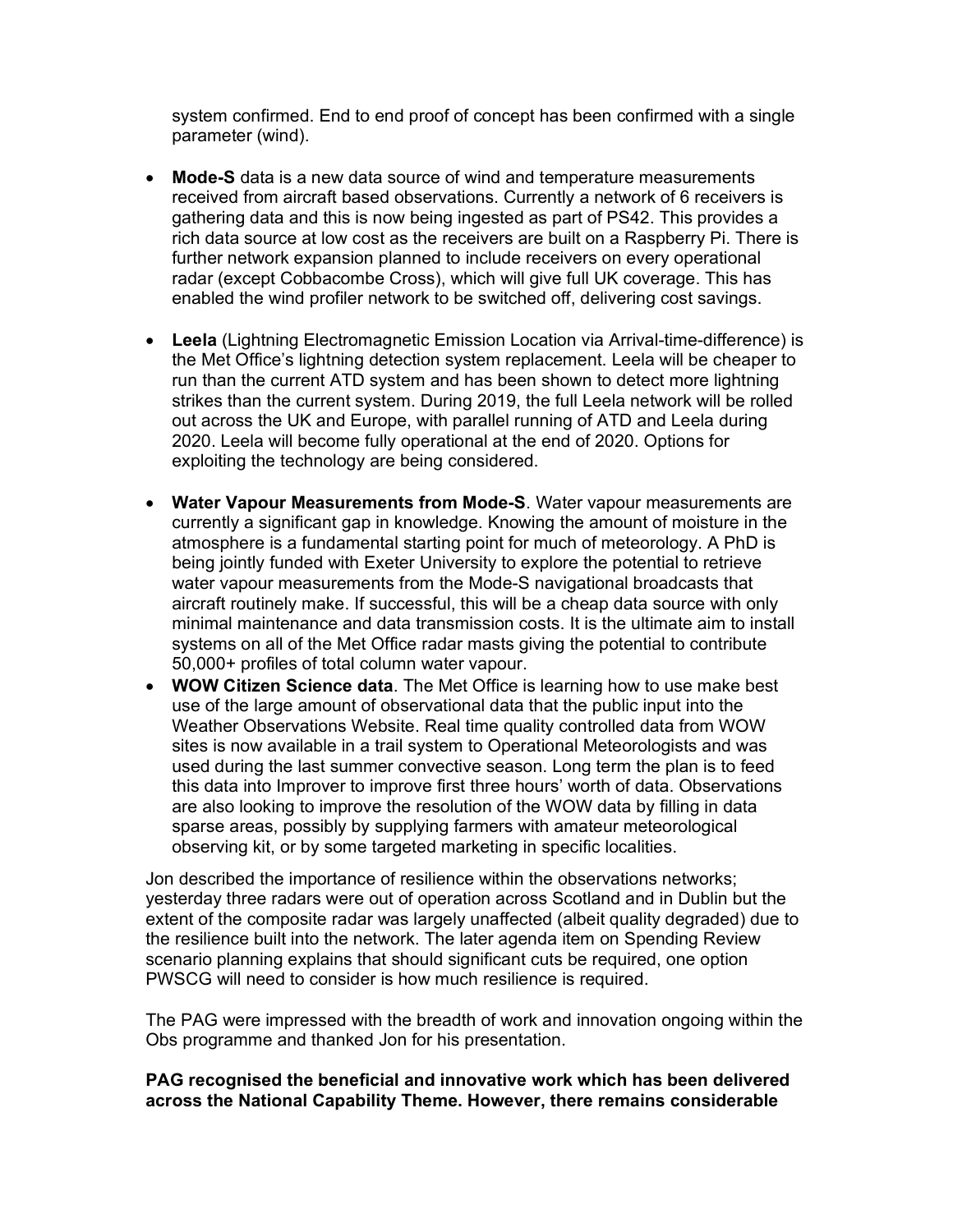system confirmed. End to end proof of concept has been confirmed with a single parameter (wind).

- **Mode-S** data is a new data source of wind and temperature measurements received from aircraft based observations. Currently a network of 6 receivers is gathering data and this is now being ingested as part of PS42. This provides a rich data source at low cost as the receivers are built on a Raspberry Pi. There is further network expansion planned to include receivers on every operational radar (except Cobbacombe Cross), which will give full UK coverage. This has enabled the wind profiler network to be switched off, delivering cost savings.

- **Leela** (Lightning Electromagnetic Emission Location via Arrival-time-difference) is the Met Office's lightning detection system replacement. Leela will be cheaper to run than the current ATD system and has been shown to detect more lightning strikes than the current system. During 2019, the full Leela network will be rolled out across the UK and Europe, with parallel running of ATD and Leela during 2020. Leela will become fully operational at the end of 2020. Options for exploiting the technology are being considered.

- **Water Vapour Measurements from Mode-S**. Water vapour measurements are currently a significant gap in knowledge. Knowing the amount of moisture in the atmosphere is a fundamental starting point for much of meteorology. A PhD is being jointly funded with Exeter University to explore the potential to retrieve water vapour measurements from the Mode-S navigational broadcasts that aircraft routinely make. If successful, this will be a cheap data source with only minimal maintenance and data transmission costs. It is the ultimate aim to install systems on all of the Met Office radar masts giving the potential to contribute 50,000+ profiles of total column water vapour.
- **WOW Citizen Science data**. The Met Office is learning how to use make best use of the large amount of observational data that the public input into the Weather Observations Website. Real time quality controlled data from WOW sites is now available in a trail system to Operational Meteorologists and was used during the last summer convective season. Long term the plan is to feed this data into Improver to improve first three hours' worth of data. Observations are also looking to improve the resolution of the WOW data by filling in data sparse areas, possibly by supplying farmers with amateur meteorological observing kit, or by some targeted marketing in specific localities.

Jon described the importance of resilience within the observations networks; yesterday three radars were out of operation across Scotland and in Dublin but the extent of the composite radar was largely unaffected (albeit quality degraded) due to the resilience built into the network. The later agenda item on Spending Review scenario planning explains that should significant cuts be required, one option PWSCG will need to consider is how much resilience is required.

The PAG were impressed with the breadth of work and innovation ongoing within the Obs programme and thanked Jon for his presentation.

**PAG recognised the beneficial and innovative work which has been delivered across the National Capability Theme. However, there remains considerable**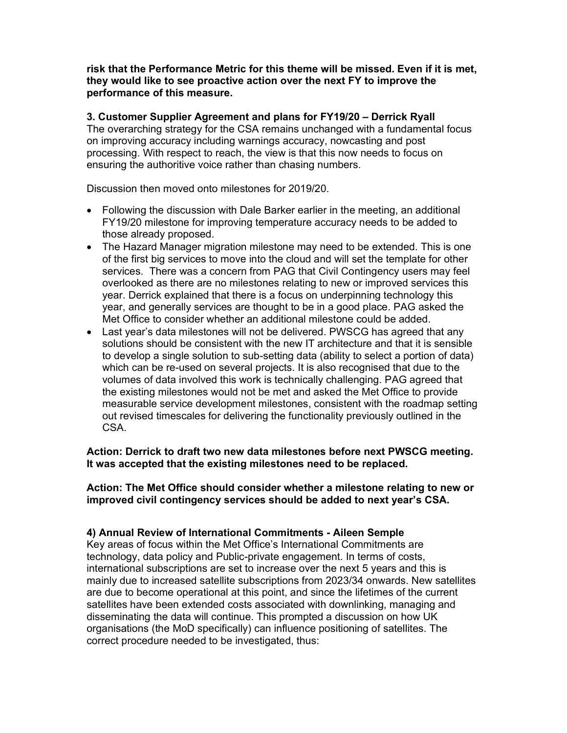**risk that the Performance Metric for this theme will be missed. Even if it is met, they would like to see proactive action over the next FY to improve the performance of this measure.**

### 3. Customer Supplier Agreement and plans for FY19/20 – Derrick Ryall

The overarching strategy for the CSA remains unchanged with a fundamental focus on improving accuracy including warnings accuracy, nowcasting and post processing. With respect to reach, the view is that this now needs to focus on ensuring the authoritive voice rather than chasing numbers.

Discussion then moved onto milestones for 2019/20.

- Following the discussion with Dale Barker earlier in the meeting, an additional FY19/20 milestone for improving temperature accuracy needs to be added to those already proposed.
- The Hazard Manager migration milestone may need to be extended. This is one of the first big services to move into the cloud and will set the template for other services. There was a concern from PAG that Civil Contingency users may feel overlooked as there are no milestones relating to new or improved services this year. Derrick explained that there is a focus on underpinning technology this year, and generally services are thought to be in a good place. PAG asked the Met Office to consider whether an additional milestone could be added.
- Last year's data milestones will not be delivered. PWSCG has agreed that any solutions should be consistent with the new IT architecture and that it is sensible to develop a single solution to sub-setting data (ability to select a portion of data) which can be re-used on several projects. It is also recognised that due to the volumes of data involved this work is technically challenging. PAG agreed that the existing milestones would not be met and asked the Met Office to provide measurable service development milestones, consistent with the roadmap setting out revised timescales for delivering the functionality previously outlined in the CSA.

**Action: Derrick to draft two new data milestones before next PWSCG meeting. It was accepted that the existing milestones need to be replaced.**

**Action: The Met Office should consider whether a milestone relating to new or improved civil contingency services should be added to next year's CSA.**

### 4) Annual Review of International Commitments - Aileen Semple

Key areas of focus within the Met Office's International Commitments are technology, data policy and Public-private engagement. In terms of costs, international subscriptions are set to increase over the next 5 years and this is mainly due to increased satellite subscriptions from 2023/34 onwards. New satellites are due to become operational at this point, and since the lifetimes of the current satellites have been extended costs associated with downlinking, managing and disseminating the data will continue. This prompted a discussion on how UK organisations (the MoD specifically) can influence positioning of satellites. The correct procedure needed to be investigated, thus: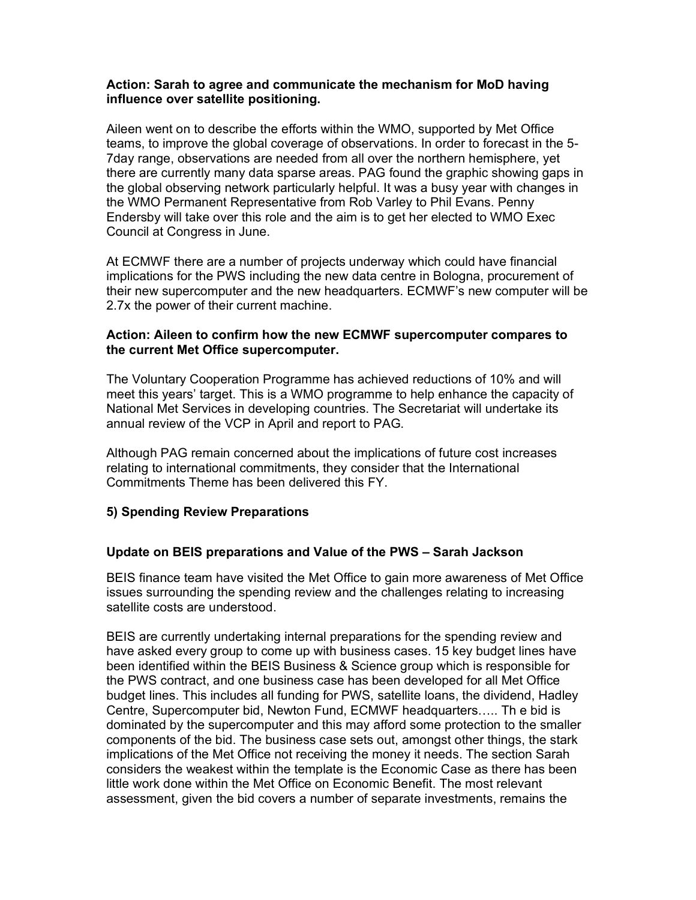**Action: Sarah to agree and communicate the mechanism for MoD having influence over satellite positioning.**

Aileen went on to describe the efforts within the WMO, supported by Met Office teams, to improve the global coverage of observations. In order to forecast in the 5-7day range, observations are needed from all over the northern hemisphere, yet there are currently many data sparse areas. PAG found the graphic showing gaps in the global observing network particularly helpful. It was a busy year with changes in the WMO Permanent Representative from Rob Varley to Phil Evans. Penny Endersby will take over this role and the aim is to get her elected to WMO Exec Council at Congress in June.

At ECMWF there are a number of projects underway which could have financial implications for the PWS including the new data centre in Bologna, procurement of their new supercomputer and the new headquarters. ECMWF's new computer will be 2.7x the power of their current machine.

**Action: Aileen to confirm how the new ECMWF supercomputer compares to the current Met Office supercomputer.**

The Voluntary Cooperation Programme has achieved reductions of 10% and will meet this years' target. This is a WMO programme to help enhance the capacity of National Met Services in developing countries. The Secretariat will undertake its annual review of the VCP in April and report to PAG.

Although PAG remain concerned about the implications of future cost increases relating to international commitments, they consider that the International Commitments Theme has been delivered this FY.

## 5) Spending Review Preparations

### Update on BEIS preparations and Value of the PWS – Sarah Jackson

BEIS finance team have visited the Met Office to gain more awareness of Met Office issues surrounding the spending review and the challenges relating to increasing satellite costs are understood.

BEIS are currently undertaking internal preparations for the spending review and have asked every group to come up with business cases. 15 key budget lines have been identified within the BEIS Business & Science group which is responsible for the PWS contract, and one business case has been developed for all Met Office budget lines. This includes all funding for PWS, satellite loans, the dividend, Hadley Centre, Supercomputer bid, Newton Fund, ECMWF headquarters….. Th e bid is dominated by the supercomputer and this may afford some protection to the smaller components of the bid. The business case sets out, amongst other things, the stark implications of the Met Office not receiving the money it needs. The section Sarah considers the weakest within the template is the Economic Case as there has been little work done within the Met Office on Economic Benefit. The most relevant assessment, given the bid covers a number of separate investments, remains the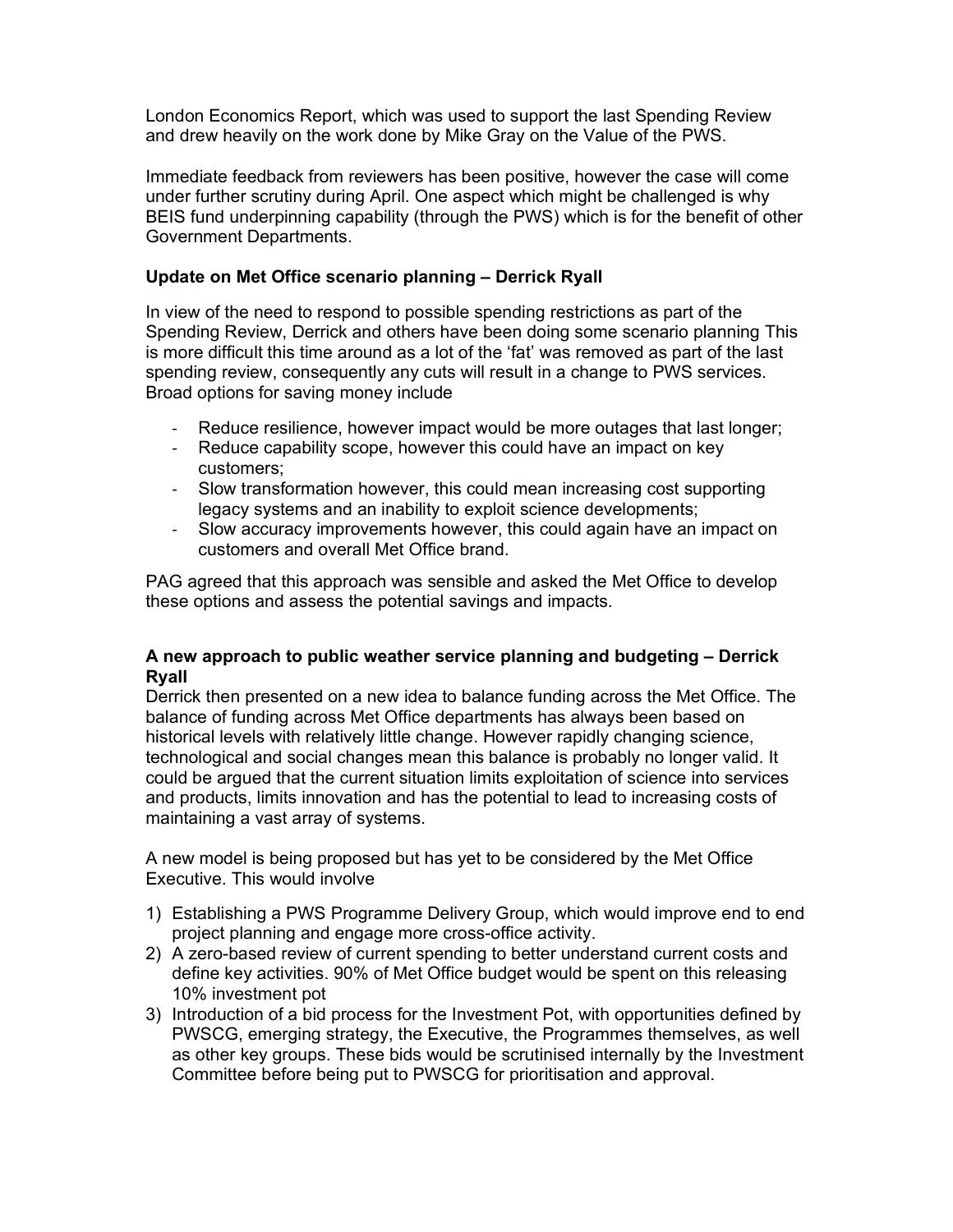London Economics Report, which was used to support the last Spending Review and drew heavily on the work done by Mike Gray on the Value of the PWS.

Immediate feedback from reviewers has been positive, however the case will come under further scrutiny during April. One aspect which might be challenged is why BEIS fund underpinning capability (through the PWS) which is for the benefit of other Government Departments.

**Update on Met Office scenario planning – Derrick Ryall**

In view of the need to respond to possible spending restrictions as part of the Spending Review, Derrick and others have been doing some scenario planning This is more difficult this time around as a lot of the 'fat' was removed as part of the last spending review, consequently any cuts will result in a change to PWS services. Broad options for saving money include

- Reduce resilience, however impact would be more outages that last longer;
- Reduce capability scope, however this could have an impact on key customers;
- Slow transformation however, this could mean increasing cost supporting legacy systems and an inability to exploit science developments;
- Slow accuracy improvements however, this could again have an impact on customers and overall Met Office brand.

PAG agreed that this approach was sensible and asked the Met Office to develop these options and assess the potential savings and impacts.

**A new approach to public weather service planning and budgeting – Derrick Ryall**

Derrick then presented on a new idea to balance funding across the Met Office. The balance of funding across Met Office departments has always been based on historical levels with relatively little change. However rapidly changing science, technological and social changes mean this balance is probably no longer valid. It could be argued that the current situation limits exploitation of science into services and products, limits innovation and has the potential to lead to increasing costs of maintaining a vast array of systems.

A new model is being proposed but has yet to be considered by the Met Office Executive. This would involve

1) Establishing a PWS Programme Delivery Group, which would improve end to end project planning and engage more cross-office activity.
2) A zero-based review of current spending to better understand current costs and define key activities. 90% of Met Office budget would be spent on this releasing 10% investment pot
3) Introduction of a bid process for the Investment Pot, with opportunities defined by PWSCG, emerging strategy, the Executive, the Programmes themselves, as well as other key groups. These bids would be scrutinised internally by the Investment Committee before being put to PWSCG for prioritisation and approval.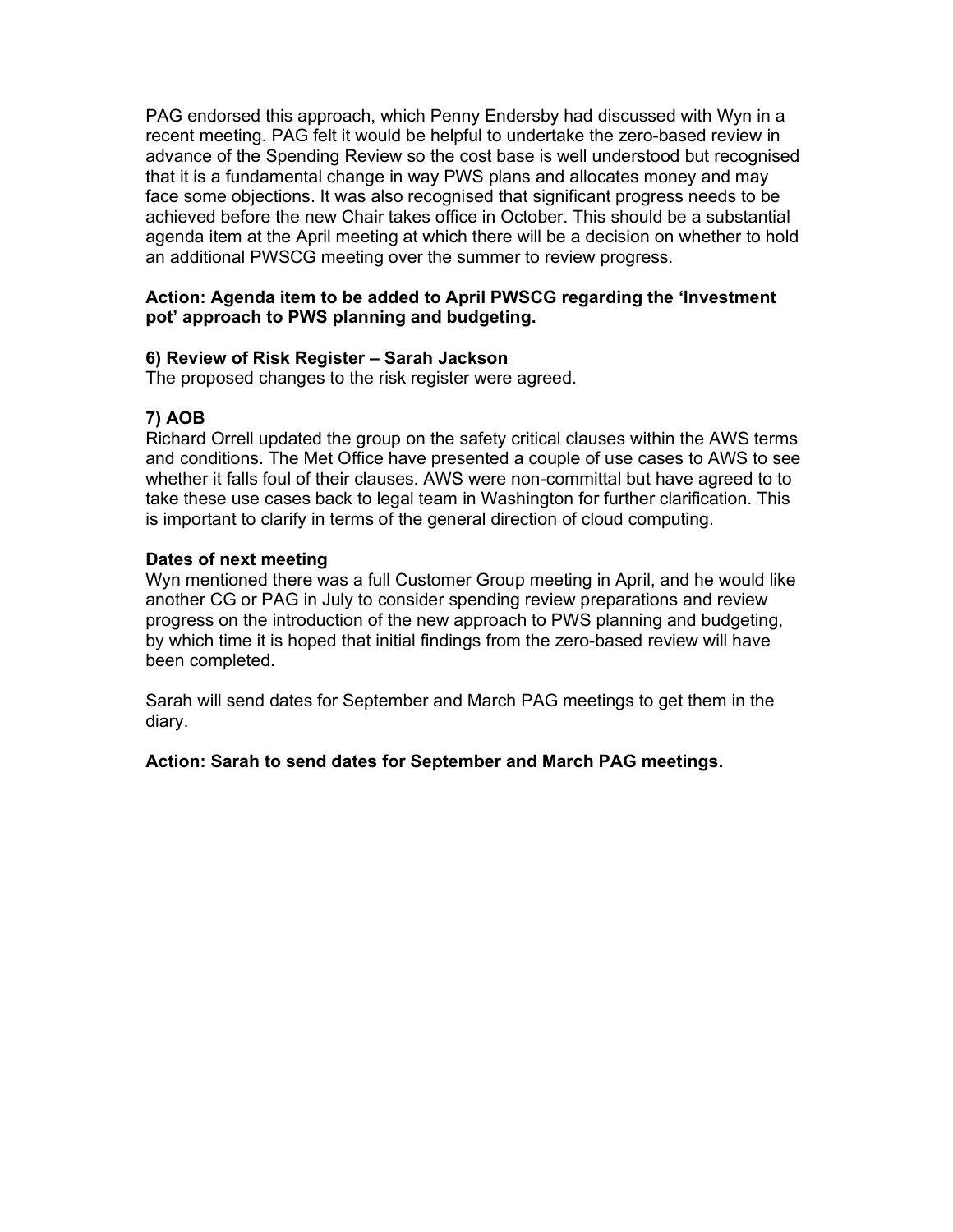PAG endorsed this approach, which Penny Endersby had discussed with Wyn in a recent meeting. PAG felt it would be helpful to undertake the zero-based review in advance of the Spending Review so the cost base is well understood but recognised that it is a fundamental change in way PWS plans and allocates money and may face some objections. It was also recognised that significant progress needs to be achieved before the new Chair takes office in October. This should be a substantial agenda item at the April meeting at which there will be a decision on whether to hold an additional PWSCG meeting over the summer to review progress.

**Action: Agenda item to be added to April PWSCG regarding the 'Investment pot' approach to PWS planning and budgeting.**

**6) Review of Risk Register – Sarah Jackson**

The proposed changes to the risk register were agreed.

**7) AOB**

Richard Orrell updated the group on the safety critical clauses within the AWS terms and conditions. The Met Office have presented a couple of use cases to AWS to see whether it falls foul of their clauses. AWS were non-committal but have agreed to to take these use cases back to legal team in Washington for further clarification. This is important to clarify in terms of the general direction of cloud computing.

**Dates of next meeting**

Wyn mentioned there was a full Customer Group meeting in April, and he would like another CG or PAG in July to consider spending review preparations and review progress on the introduction of the new approach to PWS planning and budgeting, by which time it is hoped that initial findings from the zero-based review will have been completed.

Sarah will send dates for September and March PAG meetings to get them in the diary.

**Action: Sarah to send dates for September and March PAG meetings.**